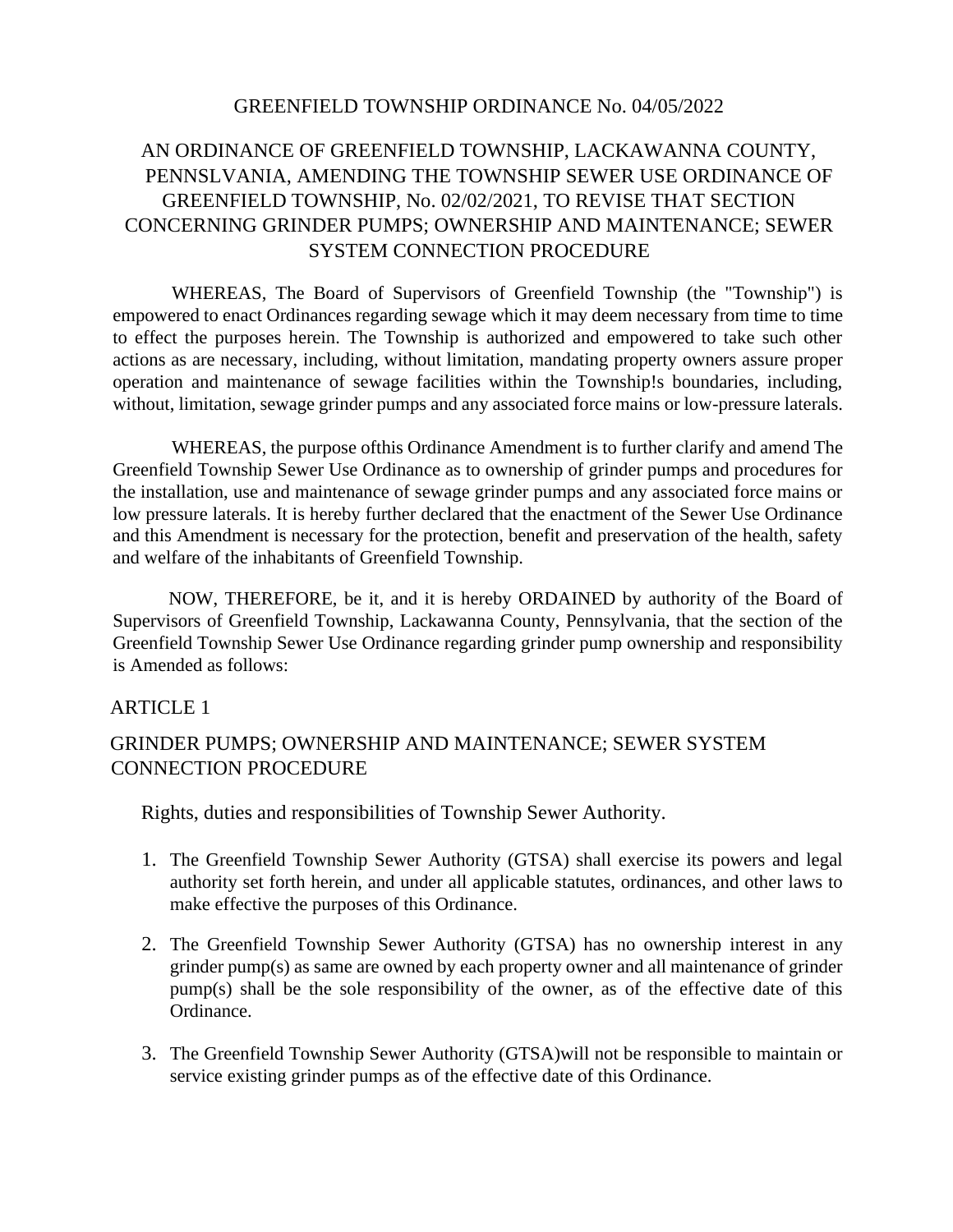# GREENFIELD TOWNSHIP ORDINANCE No. 04/05/2022

## AN ORDINANCE OF GREENFIELD TOWNSHIP, LACKAWANNA COUNTY, PENNSLVANIA, AMENDING THE TOWNSHIP SEWER USE ORDINANCE OF GREENFIELD TOWNSHIP, No. 02/02/2021, TO REVISE THAT SECTION CONCERNING GRINDER PUMPS; OWNERSHIP AND MAINTENANCE; SEWER SYSTEM CONNECTION PROCEDURE

WHEREAS, The Board of Supervisors of Greenfield Township (the "Township") is empowered to enact Ordinances regarding sewage which it may deem necessary from time to time to effect the purposes herein. The Township is authorized and empowered to take such other actions as are necessary, including, without limitation, mandating property owners assure proper operation and maintenance of sewage facilities within the Township!s boundaries, including, without, limitation, sewage grinder pumps and any associated force mains or low-pressure laterals.

WHEREAS, the purpose ofthis Ordinance Amendment is to further clarify and amend The Greenfield Township Sewer Use Ordinance as to ownership of grinder pumps and procedures for the installation, use and maintenance of sewage grinder pumps and any associated force mains or low pressure laterals. It is hereby further declared that the enactment of the Sewer Use Ordinance and this Amendment is necessary for the protection, benefit and preservation of the health, safety and welfare of the inhabitants of Greenfield Township.

NOW, THEREFORE, be it, and it is hereby ORDAINED by authority of the Board of Supervisors of Greenfield Township, Lackawanna County, Pennsylvania, that the section of the Greenfield Township Sewer Use Ordinance regarding grinder pump ownership and responsibility is Amended as follows:

## ARTICLE 1

## GRINDER PUMPS; OWNERSHIP AND MAINTENANCE; SEWER SYSTEM CONNECTION PROCEDURE

Rights, duties and responsibilities of Township Sewer Authority.

1. The Greenfield Township Sewer Authority (GTSA) shall exercise its powers and legal authority set forth herein, and under all applicable statutes, ordinances, and other laws to make effective the purposes of this Ordinance.
2. The Greenfield Township Sewer Authority (GTSA) has no ownership interest in any grinder pump(s) as same are owned by each property owner and all maintenance of grinder pump(s) shall be the sole responsibility of the owner, as of the effective date of this Ordinance.
3. The Greenfield Township Sewer Authority (GTSA)will not be responsible to maintain or service existing grinder pumps as of the effective date of this Ordinance.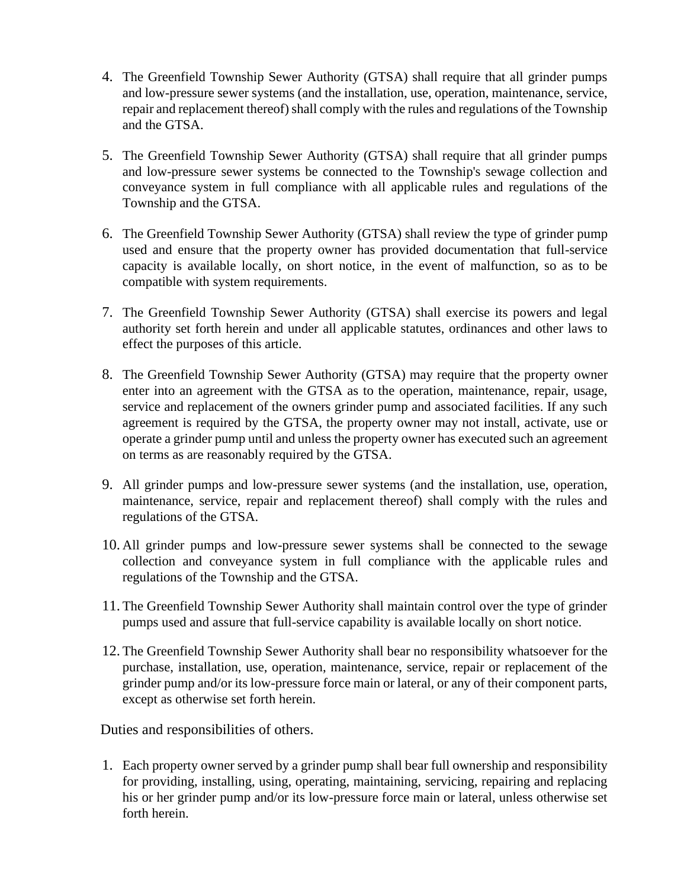4. The Greenfield Township Sewer Authority (GTSA) shall require that all grinder pumps and low-pressure sewer systems (and the installation, use, operation, maintenance, service, repair and replacement thereof) shall comply with the rules and regulations of the Township and the GTSA.

5. The Greenfield Township Sewer Authority (GTSA) shall require that all grinder pumps and low-pressure sewer systems be connected to the Township's sewage collection and conveyance system in full compliance with all applicable rules and regulations of the Township and the GTSA.

6. The Greenfield Township Sewer Authority (GTSA) shall review the type of grinder pump used and ensure that the property owner has provided documentation that full-service capacity is available locally, on short notice, in the event of malfunction, so as to be compatible with system requirements.

7. The Greenfield Township Sewer Authority (GTSA) shall exercise its powers and legal authority set forth herein and under all applicable statutes, ordinances and other laws to effect the purposes of this article.

8. The Greenfield Township Sewer Authority (GTSA) may require that the property owner enter into an agreement with the GTSA as to the operation, maintenance, repair, usage, service and replacement of the owners grinder pump and associated facilities. If any such agreement is required by the GTSA, the property owner may not install, activate, use or operate a grinder pump until and unless the property owner has executed such an agreement on terms as are reasonably required by the GTSA.

9. All grinder pumps and low-pressure sewer systems (and the installation, use, operation, maintenance, service, repair and replacement thereof) shall comply with the rules and regulations of the GTSA.

10. All grinder pumps and low-pressure sewer systems shall be connected to the sewage collection and conveyance system in full compliance with the applicable rules and regulations of the Township and the GTSA.

11. The Greenfield Township Sewer Authority shall maintain control over the type of grinder pumps used and assure that full-service capability is available locally on short notice.

12. The Greenfield Township Sewer Authority shall bear no responsibility whatsoever for the purchase, installation, use, operation, maintenance, service, repair or replacement of the grinder pump and/or its low-pressure force main or lateral, or any of their component parts, except as otherwise set forth herein.

Duties and responsibilities of others.

1. Each property owner served by a grinder pump shall bear full ownership and responsibility for providing, installing, using, operating, maintaining, servicing, repairing and replacing his or her grinder pump and/or its low-pressure force main or lateral, unless otherwise set forth herein.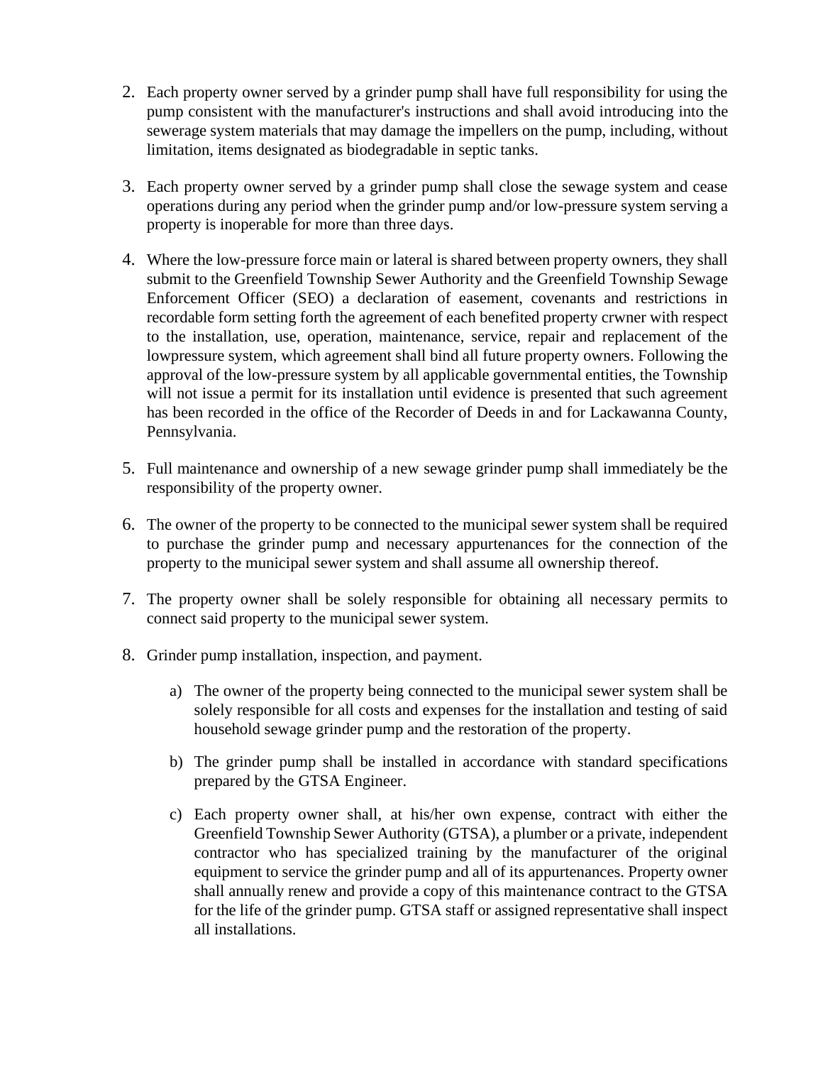2. Each property owner served by a grinder pump shall have full responsibility for using the pump consistent with the manufacturer's instructions and shall avoid introducing into the sewerage system materials that may damage the impellers on the pump, including, without limitation, items designated as biodegradable in septic tanks.

3. Each property owner served by a grinder pump shall close the sewage system and cease operations during any period when the grinder pump and/or low-pressure system serving a property is inoperable for more than three days.

4. Where the low-pressure force main or lateral is shared between property owners, they shall submit to the Greenfield Township Sewer Authority and the Greenfield Township Sewage Enforcement Officer (SEO) a declaration of easement, covenants and restrictions in recordable form setting forth the agreement of each benefited property crwner with respect to the installation, use, operation, maintenance, service, repair and replacement of the lowpressure system, which agreement shall bind all future property owners. Following the approval of the low-pressure system by all applicable governmental entities, the Township will not issue a permit for its installation until evidence is presented that such agreement has been recorded in the office of the Recorder of Deeds in and for Lackawanna County, Pennsylvania.

5. Full maintenance and ownership of a new sewage grinder pump shall immediately be the responsibility of the property owner.

6. The owner of the property to be connected to the municipal sewer system shall be required to purchase the grinder pump and necessary appurtenances for the connection of the property to the municipal sewer system and shall assume all ownership thereof.

7. The property owner shall be solely responsible for obtaining all necessary permits to connect said property to the municipal sewer system.

8. Grinder pump installation, inspection, and payment.

    a) The owner of the property being connected to the municipal sewer system shall be solely responsible for all costs and expenses for the installation and testing of said household sewage grinder pump and the restoration of the property.

    b) The grinder pump shall be installed in accordance with standard specifications prepared by the GTSA Engineer.

    c) Each property owner shall, at his/her own expense, contract with either the Greenfield Township Sewer Authority (GTSA), a plumber or a private, independent contractor who has specialized training by the manufacturer of the original equipment to service the grinder pump and all of its appurtenances. Property owner shall annually renew and provide a copy of this maintenance contract to the GTSA for the life of the grinder pump. GTSA staff or assigned representative shall inspect all installations.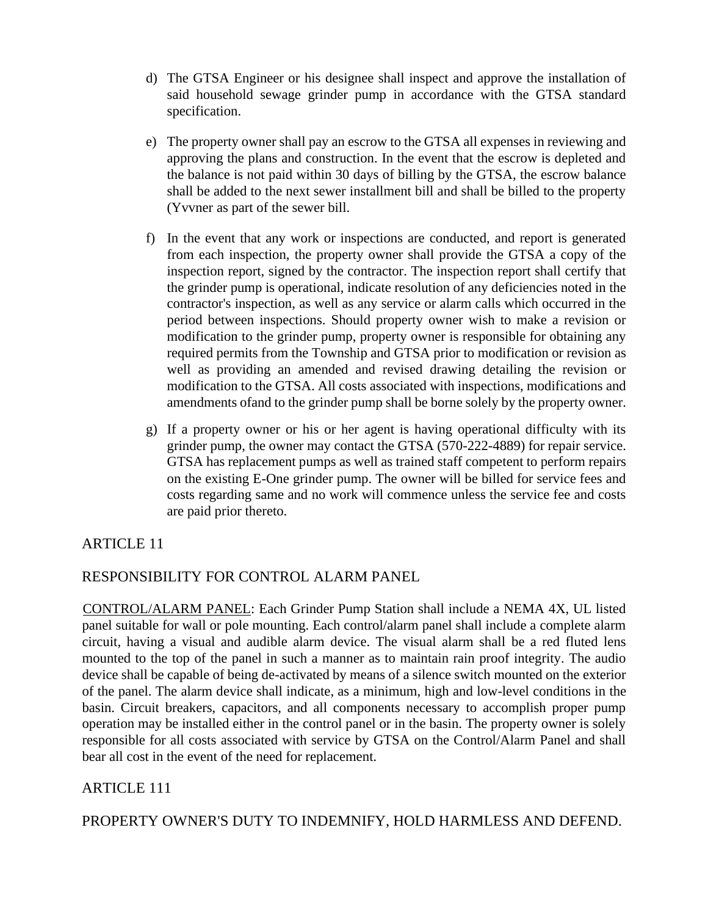d) The GTSA Engineer or his designee shall inspect and approve the installation of said household sewage grinder pump in accordance with the GTSA standard specification.

e) The property owner shall pay an escrow to the GTSA all expenses in reviewing and approving the plans and construction. In the event that the escrow is depleted and the balance is not paid within 30 days of billing by the GTSA, the escrow balance shall be added to the next sewer installment bill and shall be billed to the property (Yvvner as part of the sewer bill.

f) In the event that any work or inspections are conducted, and report is generated from each inspection, the property owner shall provide the GTSA a copy of the inspection report, signed by the contractor. The inspection report shall certify that the grinder pump is operational, indicate resolution of any deficiencies noted in the contractor's inspection, as well as any service or alarm calls which occurred in the period between inspections. Should property owner wish to make a revision or modification to the grinder pump, property owner is responsible for obtaining any required permits from the Township and GTSA prior to modification or revision as well as providing an amended and revised drawing detailing the revision or modification to the GTSA. All costs associated with inspections, modifications and amendments ofand to the grinder pump shall be borne solely by the property owner.

g) If a property owner or his or her agent is having operational difficulty with its grinder pump, the owner may contact the GTSA (570-222-4889) for repair service. GTSA has replacement pumps as well as trained staff competent to perform repairs on the existing E-One grinder pump. The owner will be billed for service fees and costs regarding same and no work will commence unless the service fee and costs are paid prior thereto.

## ARTICLE 11

## RESPONSIBILITY FOR CONTROL ALARM PANEL

<u>CONTROL/ALARM PANEL</u>: Each Grinder Pump Station shall include a NEMA 4X, UL listed panel suitable for wall or pole mounting. Each control/alarm panel shall include a complete alarm circuit, having a visual and audible alarm device. The visual alarm shall be a red fluted lens mounted to the top of the panel in such a manner as to maintain rain proof integrity. The audio device shall be capable of being de-activated by means of a silence switch mounted on the exterior of the panel. The alarm device shall indicate, as a minimum, high and low-level conditions in the basin. Circuit breakers, capacitors, and all components necessary to accomplish proper pump operation may be installed either in the control panel or in the basin. The property owner is solely responsible for all costs associated with service by GTSA on the Control/Alarm Panel and shall bear all cost in the event of the need for replacement.

## ARTICLE 111

## PROPERTY OWNER'S DUTY TO INDEMNIFY, HOLD HARMLESS AND DEFEND.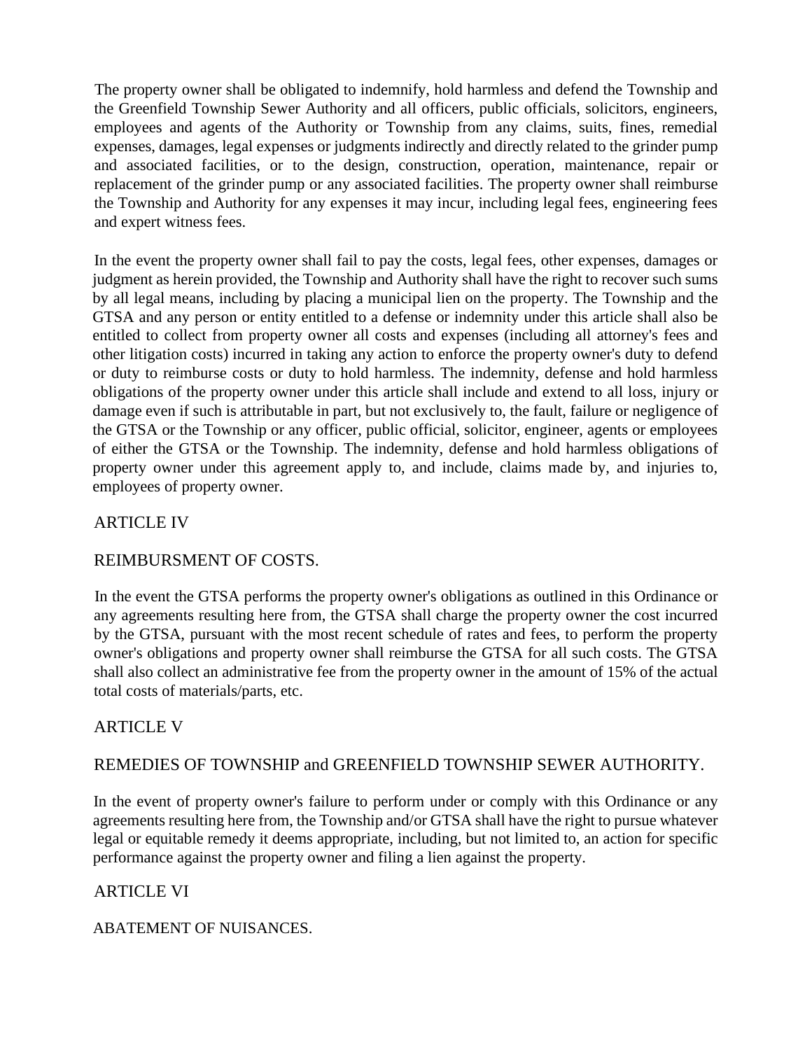The property owner shall be obligated to indemnify, hold harmless and defend the Township and the Greenfield Township Sewer Authority and all officers, public officials, solicitors, engineers, employees and agents of the Authority or Township from any claims, suits, fines, remedial expenses, damages, legal expenses or judgments indirectly and directly related to the grinder pump and associated facilities, or to the design, construction, operation, maintenance, repair or replacement of the grinder pump or any associated facilities. The property owner shall reimburse the Township and Authority for any expenses it may incur, including legal fees, engineering fees and expert witness fees.

In the event the property owner shall fail to pay the costs, legal fees, other expenses, damages or judgment as herein provided, the Township and Authority shall have the right to recover such sums by all legal means, including by placing a municipal lien on the property. The Township and the GTSA and any person or entity entitled to a defense or indemnity under this article shall also be entitled to collect from property owner all costs and expenses (including all attorney's fees and other litigation costs) incurred in taking any action to enforce the property owner's duty to defend or duty to reimburse costs or duty to hold harmless. The indemnity, defense and hold harmless obligations of the property owner under this article shall include and extend to all loss, injury or damage even if such is attributable in part, but not exclusively to, the fault, failure or negligence of the GTSA or the Township or any officer, public official, solicitor, engineer, agents or employees of either the GTSA or the Township. The indemnity, defense and hold harmless obligations of property owner under this agreement apply to, and include, claims made by, and injuries to, employees of property owner.

## ARTICLE IV

## REIMBURSMENT OF COSTS.

In the event the GTSA performs the property owner's obligations as outlined in this Ordinance or any agreements resulting here from, the GTSA shall charge the property owner the cost incurred by the GTSA, pursuant with the most recent schedule of rates and fees, to perform the property owner's obligations and property owner shall reimburse the GTSA for all such costs. The GTSA shall also collect an administrative fee from the property owner in the amount of 15% of the actual total costs of materials/parts, etc.

## ARTICLE V

## REMEDIES OF TOWNSHIP and GREENFIELD TOWNSHIP SEWER AUTHORITY.

In the event of property owner's failure to perform under or comply with this Ordinance or any agreements resulting here from, the Township and/or GTSA shall have the right to pursue whatever legal or equitable remedy it deems appropriate, including, but not limited to, an action for specific performance against the property owner and filing a lien against the property.

## ARTICLE VI

## ABATEMENT OF NUISANCES.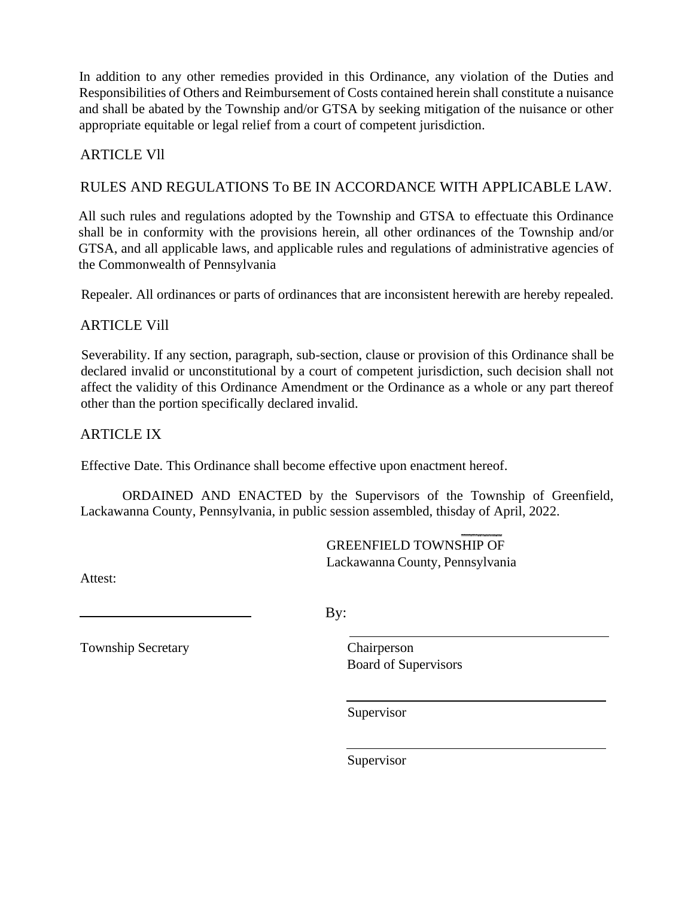In addition to any other remedies provided in this Ordinance, any violation of the Duties and Responsibilities of Others and Reimbursement of Costs contained herein shall constitute a nuisance and shall be abated by the Township and/or GTSA by seeking mitigation of the nuisance or other appropriate equitable or legal relief from a court of competent jurisdiction.

## ARTICLE Vll

## RULES AND REGULATIONS To BE IN ACCORDANCE WITH APPLICABLE LAW.

All such rules and regulations adopted by the Township and GTSA to effectuate this Ordinance shall be in conformity with the provisions herein, all other ordinances of the Township and/or GTSA, and all applicable laws, and applicable rules and regulations of administrative agencies of the Commonwealth of Pennsylvania

Repealer. All ordinances or parts of ordinances that are inconsistent herewith are hereby repealed.

## ARTICLE Vill

Severability. If any section, paragraph, sub-section, clause or provision of this Ordinance shall be declared invalid or unconstitutional by a court of competent jurisdiction, such decision shall not affect the validity of this Ordinance Amendment or the Ordinance as a whole or any part thereof other than the portion specifically declared invalid.

## ARTICLE IX

Effective Date. This Ordinance shall become effective upon enactment hereof.

ORDAINED AND ENACTED by the Supervisors of the Township of Greenfield, Lackawanna County, Pennsylvania, in public session assembled, thisday of April, 2022.

GREENFIELD TOWNSHIP OF
Lackawanna County, Pennsylvania

Attest:

\_\_\_\_\_\_\_\_\_\_\_\_\_\_\_\_\_\_\_\_\_\_\_\_\_\_

Township Secretary

By:

\_\_\_\_\_\_\_\_\_\_\_\_\_\_\_\_\_\_\_\_\_\_\_\_\_\_\_\_\_\_\_\_\_\_\_\_

Chairperson
Board of Supervisors

\_\_\_\_\_\_\_\_\_\_\_\_\_\_\_\_\_\_\_\_\_\_\_\_\_\_\_\_\_\_\_\_\_\_\_\_

Supervisor

\_\_\_\_\_\_\_\_\_\_\_\_\_\_\_\_\_\_\_\_\_\_\_\_\_\_\_\_\_\_\_\_\_\_\_\_

Supervisor